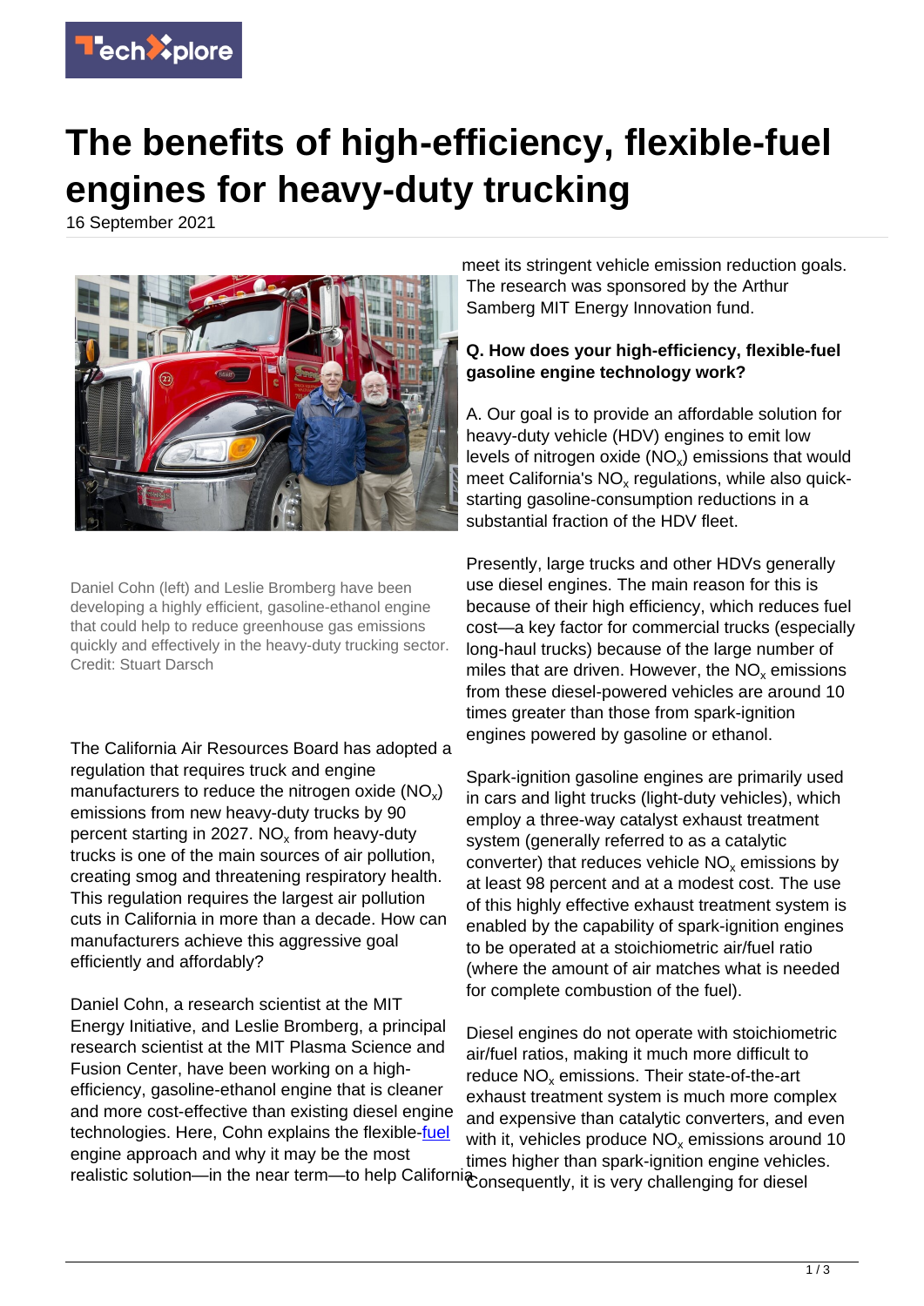# The benefits of high-efficiency, flexible-fuel engines for heavy-duty trucking

16 September 2021

Daniel Cohn (left) and Leslie Bromberg have been developing a highly efficient, gasoline-ethanol engine that could help to reduce greenhouse gas emissions quickly and effectively in the heavy-duty trucking sector. Credit: Stuart Darsch

The California Air Resources Board has adopted a regulation that requires truck and engine manufacturers to reduce the nitrogen oxide ($NO_x$) emissions from new heavy-duty trucks by 90 percent starting in 2027. $NO_x$ from heavy-duty trucks is one of the main sources of air pollution, creating smog and threatening respiratory health. This regulation requires the largest air pollution cuts in California in more than a decade. How can manufacturers achieve this aggressive goal efficiently and affordably?

Daniel Cohn, a research scientist at the MIT Energy Initiative, and Leslie Bromberg, a principal research scientist at the MIT Plasma Science and Fusion Center, have been working on a high-efficiency, gasoline-ethanol engine that is cleaner and more cost-effective than existing diesel engine technologies. Here, Cohn explains the flexible-fuel engine approach and why it may be the most realistic solution—in the near term—to help California meet its stringent vehicle emission reduction goals. The research was sponsored by the Arthur Samberg MIT Energy Innovation fund.

**Q. How does your high-efficiency, flexible-fuel gasoline engine technology work?**

A. Our goal is to provide an affordable solution for heavy-duty vehicle (HDV) engines to emit low levels of nitrogen oxide ($NO_x$) emissions that would meet California's $NO_x$ regulations, while also quick-starting gasoline-consumption reductions in a substantial fraction of the HDV fleet.

Presently, large trucks and other HDVs generally use diesel engines. The main reason for this is because of their high efficiency, which reduces fuel cost—a key factor for commercial trucks (especially long-haul trucks) because of the large number of miles that are driven. However, the $NO_x$ emissions from these diesel-powered vehicles are around 10 times greater than those from spark-ignition engines powered by gasoline or ethanol.

Spark-ignition gasoline engines are primarily used in cars and light trucks (light-duty vehicles), which employ a three-way catalyst exhaust treatment system (generally referred to as a catalytic converter) that reduces vehicle $NO_x$ emissions by at least 98 percent and at a modest cost. The use of this highly effective exhaust treatment system is enabled by the capability of spark-ignition engines to be operated at a stoichiometric air/fuel ratio (where the amount of air matches what is needed for complete combustion of the fuel).

Diesel engines do not operate with stoichiometric air/fuel ratios, making it much more difficult to reduce $NO_x$ emissions. Their state-of-the-art exhaust treatment system is much more complex and expensive than catalytic converters, and even with it, vehicles produce $NO_x$ emissions around 10 times higher than spark-ignition engine vehicles. Consequently, it is very challenging for diesel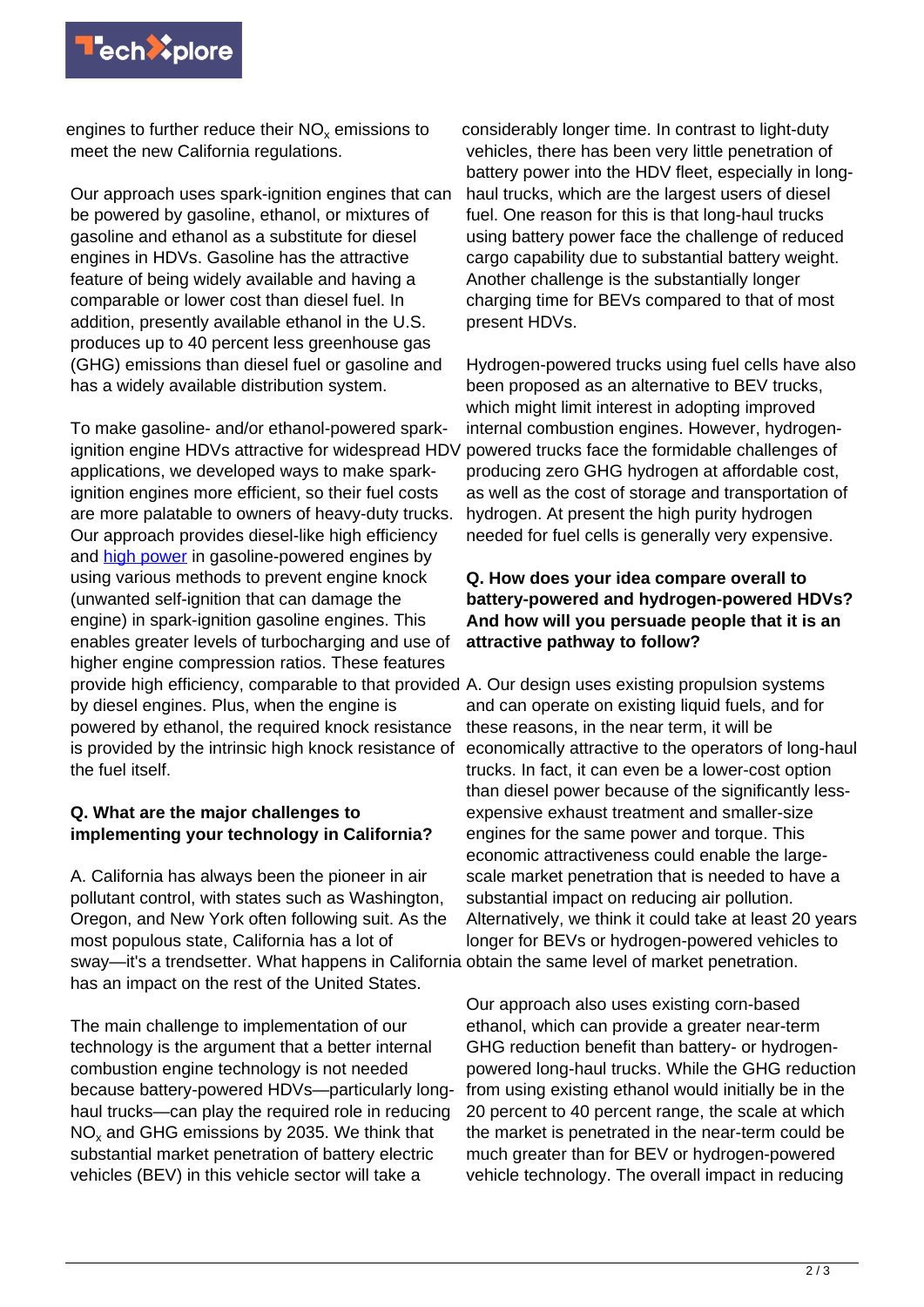engines to further reduce their $NO_x$ emissions to meet the new California regulations.

Our approach uses spark-ignition engines that can be powered by gasoline, ethanol, or mixtures of gasoline and ethanol as a substitute for diesel engines in HDVs. Gasoline has the attractive feature of being widely available and having a comparable or lower cost than diesel fuel. In addition, presently available ethanol in the U.S. produces up to 40 percent less greenhouse gas (GHG) emissions than diesel fuel or gasoline and has a widely available distribution system.

To make gasoline- and/or ethanol-powered spark-ignition engine HDVs attractive for widespread HDV applications, we developed ways to make spark-ignition engines more efficient, so their fuel costs are more palatable to owners of heavy-duty trucks. Our approach provides diesel-like high efficiency and high power in gasoline-powered engines by using various methods to prevent engine knock (unwanted self-ignition that can damage the engine) in spark-ignition gasoline engines. This enables greater levels of turbocharging and use of higher engine compression ratios. These features provide high efficiency, comparable to that provided by diesel engines. Plus, when the engine is powered by ethanol, the required knock resistance is provided by the intrinsic high knock resistance of the fuel itself.

**Q. What are the major challenges to implementing your technology in California?**

A. California has always been the pioneer in air pollutant control, with states such as Washington, Oregon, and New York often following suit. As the most populous state, California has a lot of sway—it's a trendsetter. What happens in California has an impact on the rest of the United States.

The main challenge to implementation of our technology is the argument that a better internal combustion engine technology is not needed because battery-powered HDVs—particularly long-haul trucks—can play the required role in reducing $NO_x$ and GHG emissions by 2035. We think that substantial market penetration of battery electric vehicles (BEV) in this vehicle sector will take a considerably longer time. In contrast to light-duty vehicles, there has been very little penetration of battery power into the HDV fleet, especially in long-haul trucks, which are the largest users of diesel fuel. One reason for this is that long-haul trucks using battery power face the challenge of reduced cargo capability due to substantial battery weight. Another challenge is the substantially longer charging time for BEVs compared to that of most present HDVs.

Hydrogen-powered trucks using fuel cells have also been proposed as an alternative to BEV trucks, which might limit interest in adopting improved internal combustion engines. However, hydrogen-powered trucks face the formidable challenges of producing zero GHG hydrogen at affordable cost, as well as the cost of storage and transportation of hydrogen. At present the high purity hydrogen needed for fuel cells is generally very expensive.

**Q. How does your idea compare overall to battery-powered and hydrogen-powered HDVs? And how will you persuade people that it is an attractive pathway to follow?**

A. Our design uses existing propulsion systems and can operate on existing liquid fuels, and for these reasons, in the near term, it will be economically attractive to the operators of long-haul trucks. In fact, it can even be a lower-cost option than diesel power because of the significantly less-expensive exhaust treatment and smaller-size engines for the same power and torque. This economic attractiveness could enable the large-scale market penetration that is needed to have a substantial impact on reducing air pollution. Alternatively, we think it could take at least 20 years longer for BEVs or hydrogen-powered vehicles to obtain the same level of market penetration.

Our approach also uses existing corn-based ethanol, which can provide a greater near-term GHG reduction benefit than battery- or hydrogen-powered long-haul trucks. While the GHG reduction from using existing ethanol would initially be in the 20 percent to 40 percent range, the scale at which the market is penetrated in the near-term could be much greater than for BEV or hydrogen-powered vehicle technology. The overall impact in reducing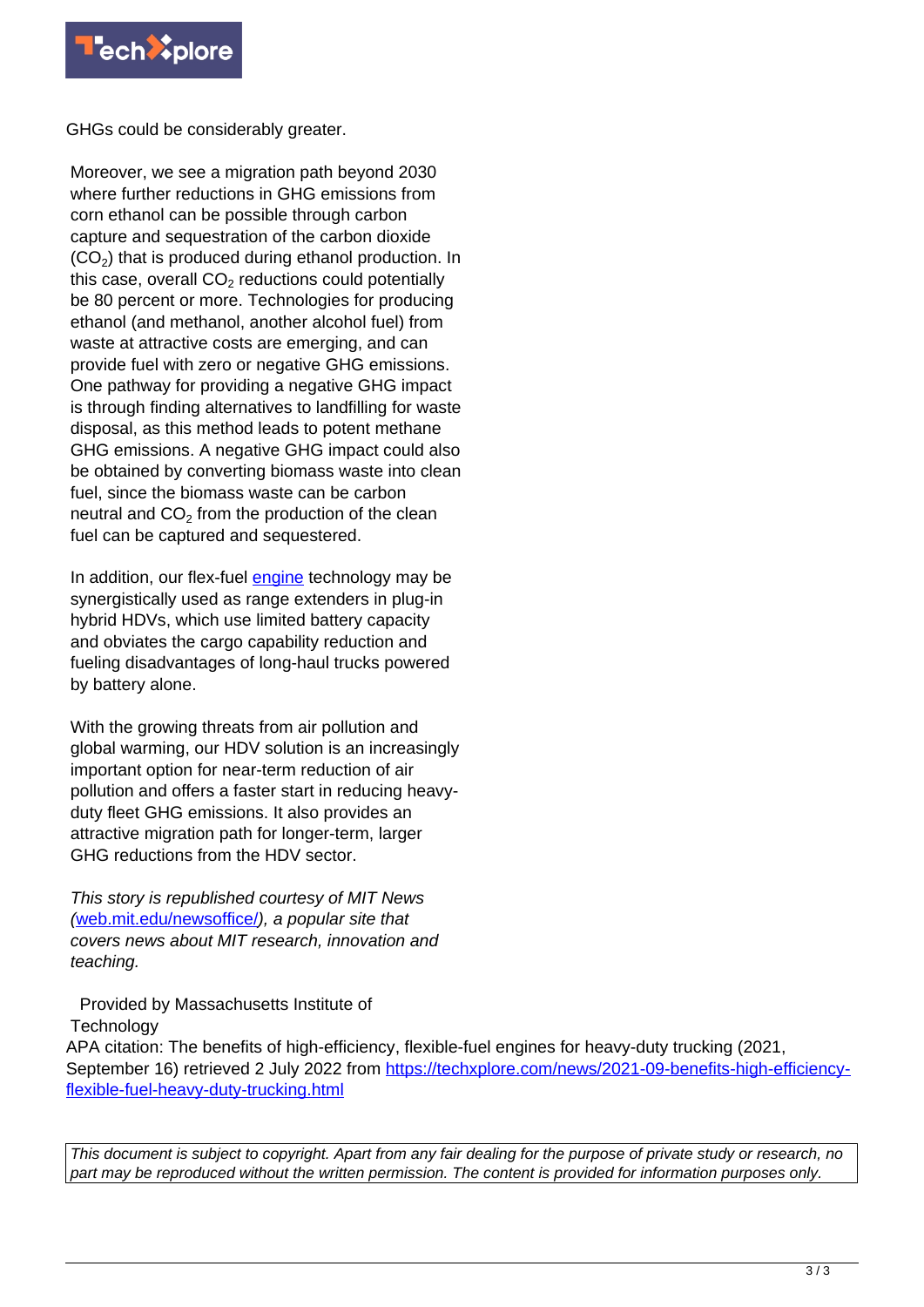GHGs could be considerably greater.

Moreover, we see a migration path beyond 2030 where further reductions in GHG emissions from corn ethanol can be possible through carbon capture and sequestration of the carbon dioxide ($CO_2$) that is produced during ethanol production. In this case, overall $CO_2$ reductions could potentially be 80 percent or more. Technologies for producing ethanol (and methanol, another alcohol fuel) from waste at attractive costs are emerging, and can provide fuel with zero or negative GHG emissions. One pathway for providing a negative GHG impact is through finding alternatives to landfilling for waste disposal, as this method leads to potent methane GHG emissions. A negative GHG impact could also be obtained by converting biomass waste into clean fuel, since the biomass waste can be carbon neutral and $CO_2$ from the production of the clean fuel can be captured and sequestered.

In addition, our flex-fuel engine technology may be synergistically used as range extenders in plug-in hybrid HDVs, which use limited battery capacity and obviates the cargo capability reduction and fueling disadvantages of long-haul trucks powered by battery alone.

With the growing threats from air pollution and global warming, our HDV solution is an increasingly important option for near-term reduction of air pollution and offers a faster start in reducing heavy-duty fleet GHG emissions. It also provides an attractive migration path for longer-term, larger GHG reductions from the HDV sector.

*This story is republished courtesy of MIT News (web.mit.edu/newsoffice/), a popular site that covers news about MIT research, innovation and teaching.*

Provided by Massachusetts Institute of Technology

APA citation: The benefits of high-efficiency, flexible-fuel engines for heavy-duty trucking (2021, September 16) retrieved 2 July 2022 from https://techxplore.com/news/2021-09-benefits-high-efficiency-flexible-fuel-heavy-duty-trucking.html

*This document is subject to copyright. Apart from any fair dealing for the purpose of private study or research, no part may be reproduced without the written permission. The content is provided for information purposes only.*